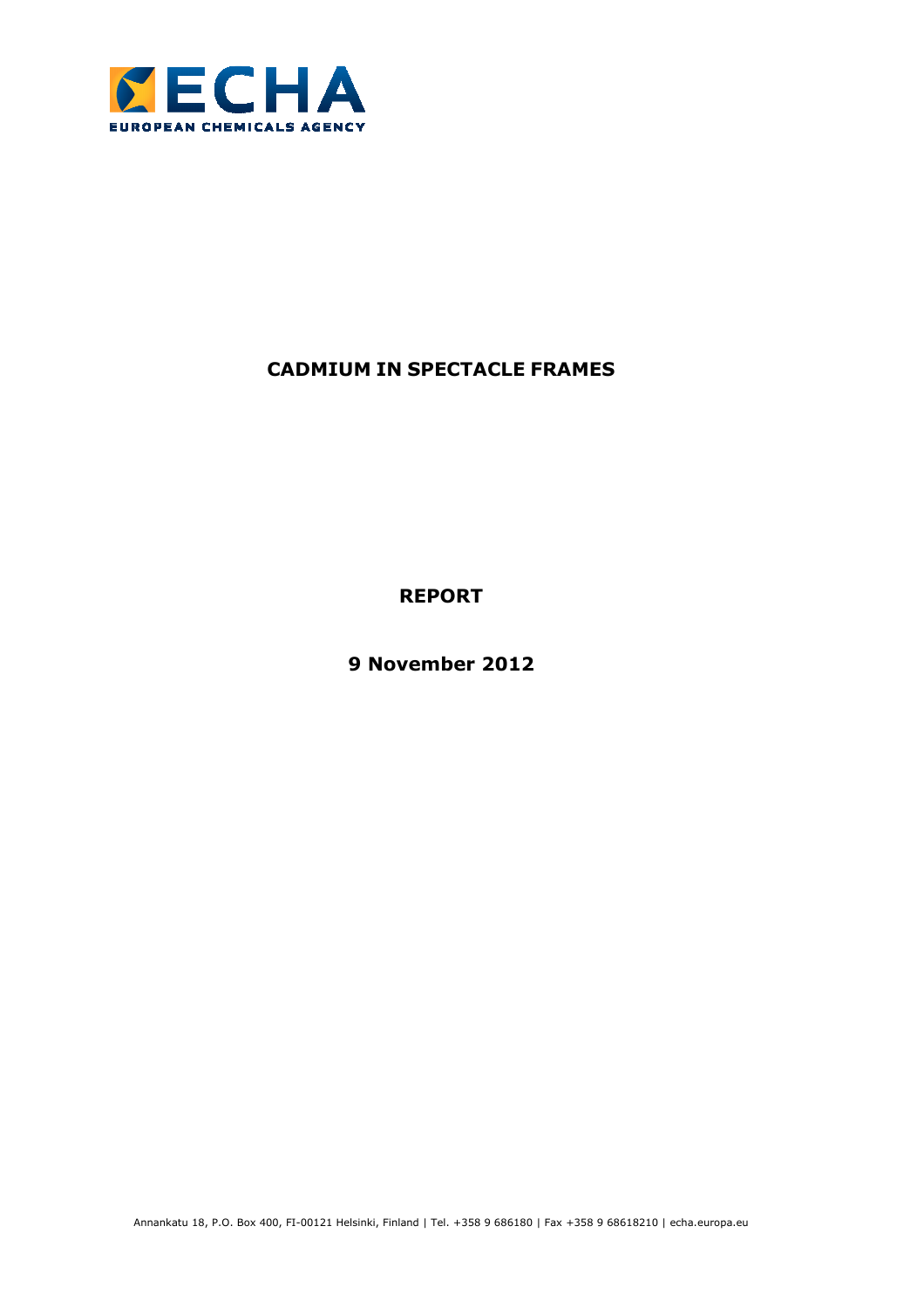# CADMIUM IN SPECTACLE FRAMES

**REPORT**

**9 November 2012**

Annankatu 18, P.O. Box 400, FI-00121 Helsinki, Finland | Tel. +358 9 686180 | Fax +358 9 68618210 | echa.europa.eu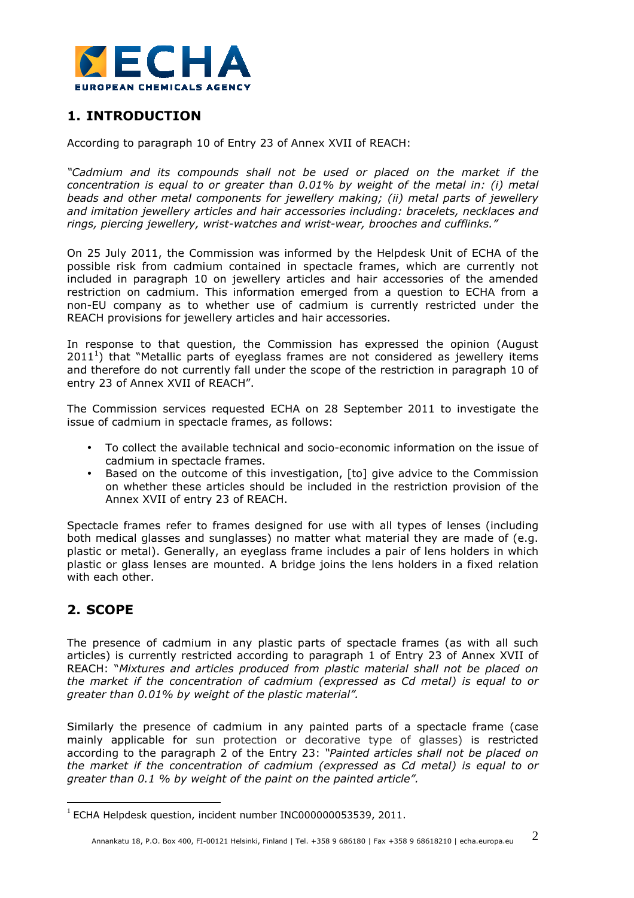## 1. INTRODUCTION

According to paragraph 10 of Entry 23 of Annex XVII of REACH:

*"Cadmium and its compounds shall not be used or placed on the market if the concentration is equal to or greater than 0.01% by weight of the metal in: (i) metal beads and other metal components for jewellery making; (ii) metal parts of jewellery and imitation jewellery articles and hair accessories including: bracelets, necklaces and rings, piercing jewellery, wrist-watches and wrist-wear, brooches and cufflinks."*

On 25 July 2011, the Commission was informed by the Helpdesk Unit of ECHA of the possible risk from cadmium contained in spectacle frames, which are currently not included in paragraph 10 on jewellery articles and hair accessories of the amended restriction on cadmium. This information emerged from a question to ECHA from a non-EU company as to whether use of cadmium is currently restricted under the REACH provisions for jewellery articles and hair accessories.

In response to that question, the Commission has expressed the opinion (August 2011[1]) that "Metallic parts of eyeglass frames are not considered as jewellery items and therefore do not currently fall under the scope of the restriction in paragraph 10 of entry 23 of Annex XVII of REACH".

The Commission services requested ECHA on 28 September 2011 to investigate the issue of cadmium in spectacle frames, as follows:

- To collect the available technical and socio-economic information on the issue of cadmium in spectacle frames.
- Based on the outcome of this investigation, [to] give advice to the Commission on whether these articles should be included in the restriction provision of the Annex XVII of entry 23 of REACH.

Spectacle frames refer to frames designed for use with all types of lenses (including both medical glasses and sunglasses) no matter what material they are made of (e.g. plastic or metal). Generally, an eyeglass frame includes a pair of lens holders in which plastic or glass lenses are mounted. A bridge joins the lens holders in a fixed relation with each other.

## 2. SCOPE

The presence of cadmium in any plastic parts of spectacle frames (as with all such articles) is currently restricted according to paragraph 1 of Entry 23 of Annex XVII of REACH: "*Mixtures and articles produced from plastic material shall not be placed on the market if the concentration of cadmium (expressed as Cd metal) is equal to or greater than 0.01% by weight of the plastic material".*

Similarly the presence of cadmium in any painted parts of a spectacle frame (case mainly applicable for sun protection or decorative type of glasses) is restricted according to the paragraph 2 of the Entry 23: *"Painted articles shall not be placed on the market if the concentration of cadmium (expressed as Cd metal) is equal to or greater than 0.1 % by weight of the paint on the painted article".*

[1] ECHA Helpdesk question, incident number INC000000053539, 2011.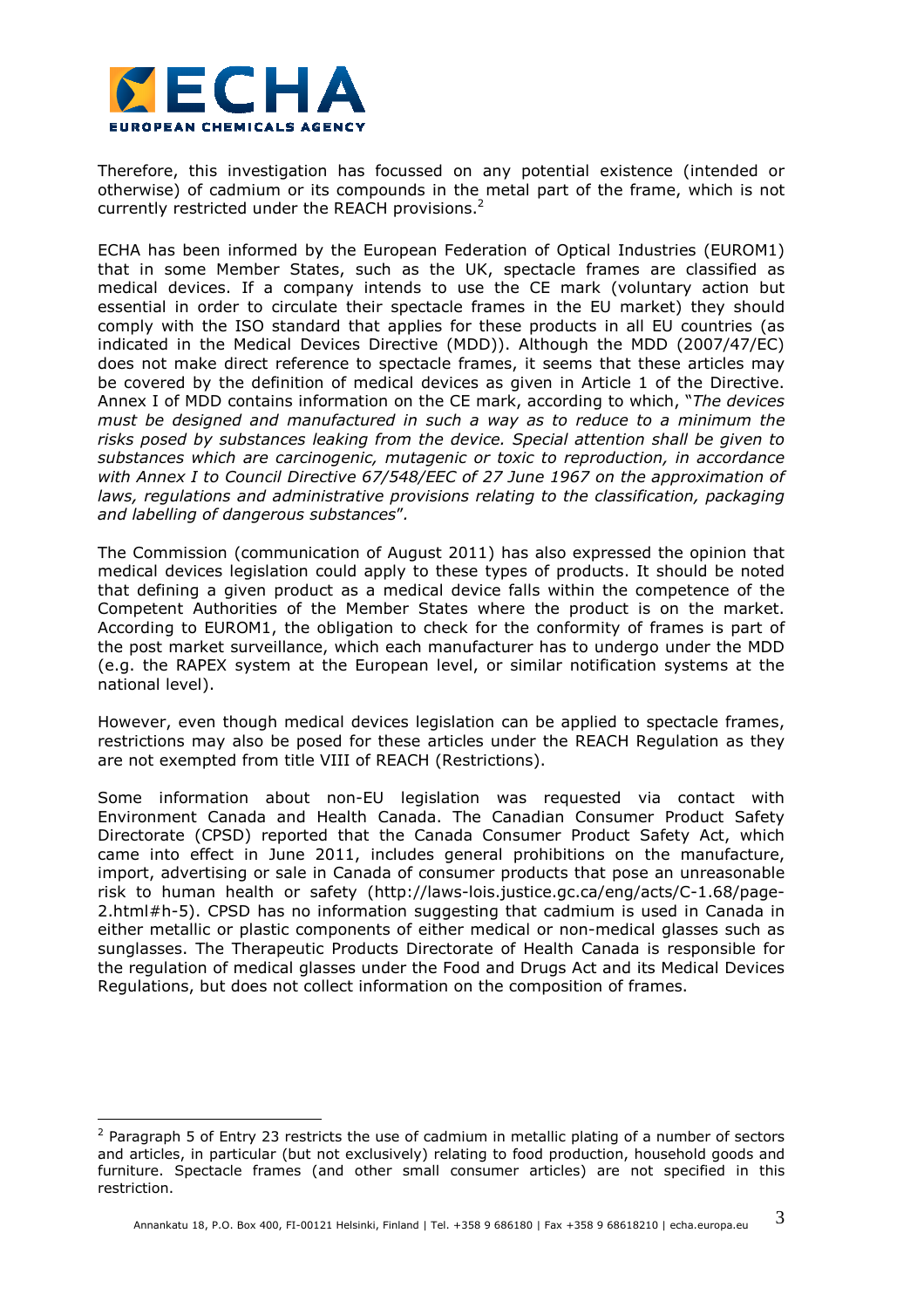Therefore, this investigation has focussed on any potential existence (intended or otherwise) of cadmium or its compounds in the metal part of the frame, which is not currently restricted under the REACH provisions.[2]

ECHA has been informed by the European Federation of Optical Industries (EUROM1) that in some Member States, such as the UK, spectacle frames are classified as medical devices. If a company intends to use the CE mark (voluntary action but essential in order to circulate their spectacle frames in the EU market) they should comply with the ISO standard that applies for these products in all EU countries (as indicated in the Medical Devices Directive (MDD)). Although the MDD (2007/47/EC) does not make direct reference to spectacle frames, it seems that these articles may be covered by the definition of medical devices as given in Article 1 of the Directive. Annex I of MDD contains information on the CE mark, according to which, "*The devices must be designed and manufactured in such a way as to reduce to a minimum the risks posed by substances leaking from the device. Special attention shall be given to substances which are carcinogenic, mutagenic or toxic to reproduction, in accordance with Annex I to Council Directive 67/548/EEC of 27 June 1967 on the approximation of laws, regulations and administrative provisions relating to the classification, packaging and labelling of dangerous substances*".

The Commission (communication of August 2011) has also expressed the opinion that medical devices legislation could apply to these types of products. It should be noted that defining a given product as a medical device falls within the competence of the Competent Authorities of the Member States where the product is on the market. According to EUROM1, the obligation to check for the conformity of frames is part of the post market surveillance, which each manufacturer has to undergo under the MDD (e.g. the RAPEX system at the European level, or similar notification systems at the national level).

However, even though medical devices legislation can be applied to spectacle frames, restrictions may also be posed for these articles under the REACH Regulation as they are not exempted from title VIII of REACH (Restrictions).

Some information about non-EU legislation was requested via contact with Environment Canada and Health Canada. The Canadian Consumer Product Safety Directorate (CPSD) reported that the Canada Consumer Product Safety Act, which came into effect in June 2011, includes general prohibitions on the manufacture, import, advertising or sale in Canada of consumer products that pose an unreasonable risk to human health or safety (http://laws-lois.justice.gc.ca/eng/acts/C-1.68/page-2.html#h-5). CPSD has no information suggesting that cadmium is used in Canada in either metallic or plastic components of either medical or non-medical glasses such as sunglasses. The Therapeutic Products Directorate of Health Canada is responsible for the regulation of medical glasses under the Food and Drugs Act and its Medical Devices Regulations, but does not collect information on the composition of frames.

---

[2] Paragraph 5 of Entry 23 restricts the use of cadmium in metallic plating of a number of sectors and articles, in particular (but not exclusively) relating to food production, household goods and furniture. Spectacle frames (and other small consumer articles) are not specified in this restriction.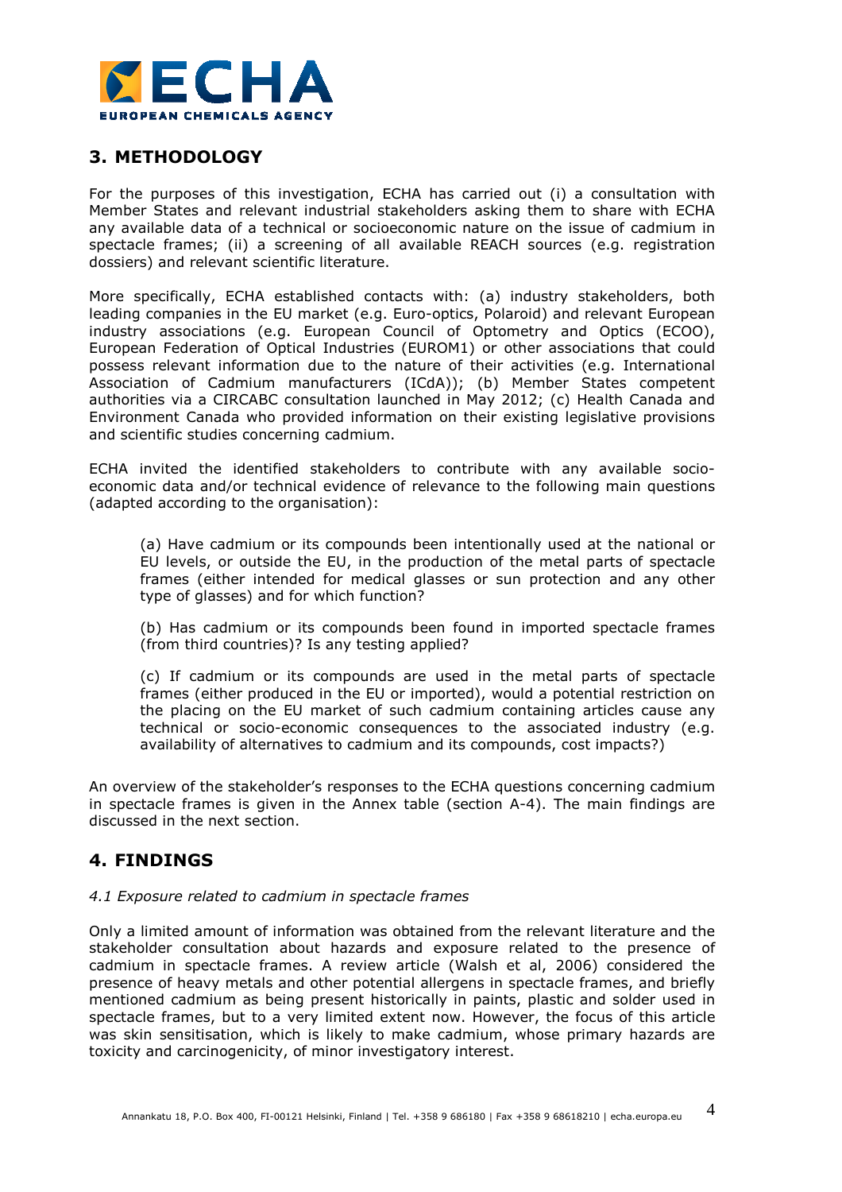## 3. METHODOLOGY

For the purposes of this investigation, ECHA has carried out (i) a consultation with Member States and relevant industrial stakeholders asking them to share with ECHA any available data of a technical or socioeconomic nature on the issue of cadmium in spectacle frames; (ii) a screening of all available REACH sources (e.g. registration dossiers) and relevant scientific literature.

More specifically, ECHA established contacts with: (a) industry stakeholders, both leading companies in the EU market (e.g. Euro-optics, Polaroid) and relevant European industry associations (e.g. European Council of Optometry and Optics (ECOO), European Federation of Optical Industries (EUROM1) or other associations that could possess relevant information due to the nature of their activities (e.g. International Association of Cadmium manufacturers (ICdA)); (b) Member States competent authorities via a CIRCABC consultation launched in May 2012; (c) Health Canada and Environment Canada who provided information on their existing legislative provisions and scientific studies concerning cadmium.

ECHA invited the identified stakeholders to contribute with any available socio-economic data and/or technical evidence of relevance to the following main questions (adapted according to the organisation):

> (a) Have cadmium or its compounds been intentionally used at the national or EU levels, or outside the EU, in the production of the metal parts of spectacle frames (either intended for medical glasses or sun protection and any other type of glasses) and for which function?
>
> (b) Has cadmium or its compounds been found in imported spectacle frames (from third countries)? Is any testing applied?
>
> (c) If cadmium or its compounds are used in the metal parts of spectacle frames (either produced in the EU or imported), would a potential restriction on the placing on the EU market of such cadmium containing articles cause any technical or socio-economic consequences to the associated industry (e.g. availability of alternatives to cadmium and its compounds, cost impacts?)

An overview of the stakeholder's responses to the ECHA questions concerning cadmium in spectacle frames is given in the Annex table (section A-4). The main findings are discussed in the next section.

## 4. FINDINGS

*4.1 Exposure related to cadmium in spectacle frames*

Only a limited amount of information was obtained from the relevant literature and the stakeholder consultation about hazards and exposure related to the presence of cadmium in spectacle frames. A review article (Walsh et al, 2006) considered the presence of heavy metals and other potential allergens in spectacle frames, and briefly mentioned cadmium as being present historically in paints, plastic and solder used in spectacle frames, but to a very limited extent now. However, the focus of this article was skin sensitisation, which is likely to make cadmium, whose primary hazards are toxicity and carcinogenicity, of minor investigatory interest.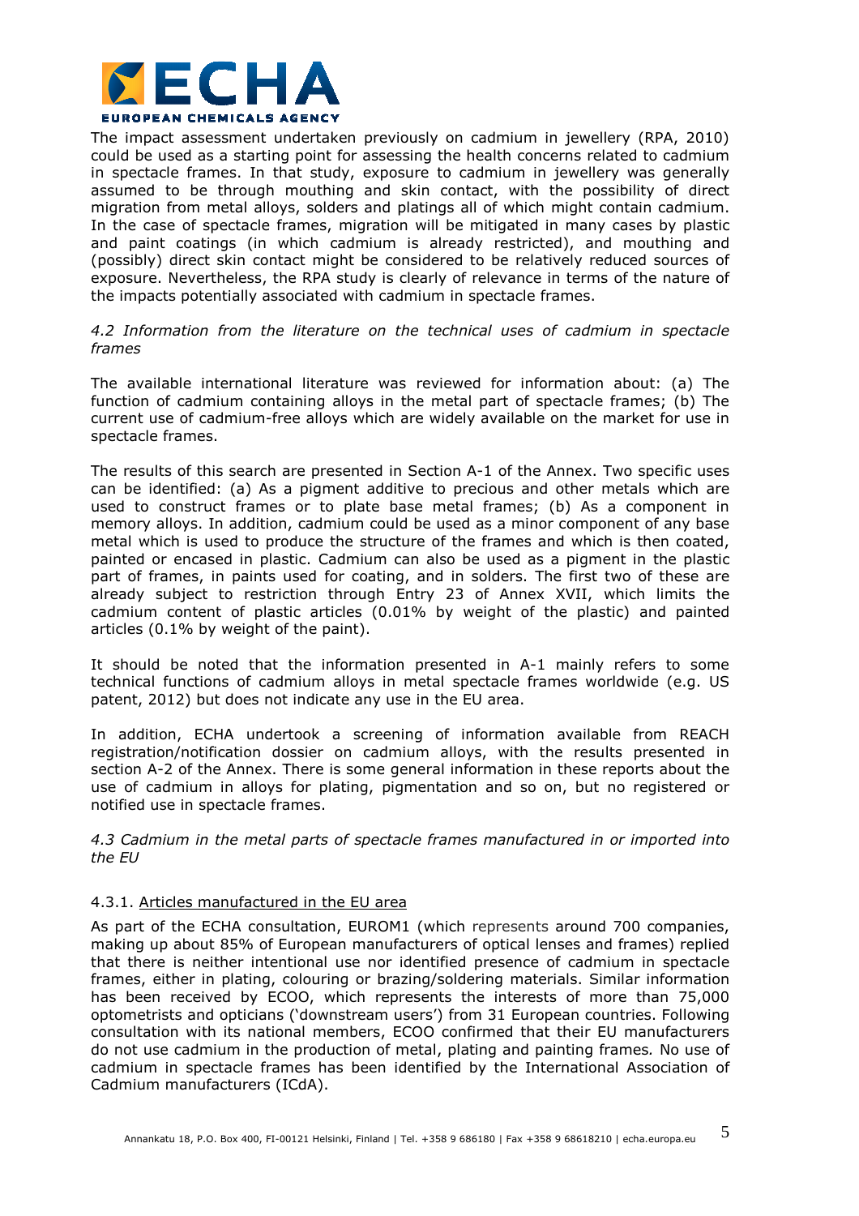The impact assessment undertaken previously on cadmium in jewellery (RPA, 2010) could be used as a starting point for assessing the health concerns related to cadmium in spectacle frames. In that study, exposure to cadmium in jewellery was generally assumed to be through mouthing and skin contact, with the possibility of direct migration from metal alloys, solders and platings all of which might contain cadmium. In the case of spectacle frames, migration will be mitigated in many cases by plastic and paint coatings (in which cadmium is already restricted), and mouthing and (possibly) direct skin contact might be considered to be relatively reduced sources of exposure. Nevertheless, the RPA study is clearly of relevance in terms of the nature of the impacts potentially associated with cadmium in spectacle frames.

### *4.2 Information from the literature on the technical uses of cadmium in spectacle frames*

The available international literature was reviewed for information about: (a) The function of cadmium containing alloys in the metal part of spectacle frames; (b) The current use of cadmium-free alloys which are widely available on the market for use in spectacle frames.

The results of this search are presented in Section A-1 of the Annex. Two specific uses can be identified: (a) As a pigment additive to precious and other metals which are used to construct frames or to plate base metal frames; (b) As a component in memory alloys. In addition, cadmium could be used as a minor component of any base metal which is used to produce the structure of the frames and which is then coated, painted or encased in plastic. Cadmium can also be used as a pigment in the plastic part of frames, in paints used for coating, and in solders. The first two of these are already subject to restriction through Entry 23 of Annex XVII, which limits the cadmium content of plastic articles (0.01% by weight of the plastic) and painted articles (0.1% by weight of the paint).

It should be noted that the information presented in A-1 mainly refers to some technical functions of cadmium alloys in metal spectacle frames worldwide (e.g. US patent, 2012) but does not indicate any use in the EU area.

In addition, ECHA undertook a screening of information available from REACH registration/notification dossier on cadmium alloys, with the results presented in section A-2 of the Annex. There is some general information in these reports about the use of cadmium in alloys for plating, pigmentation and so on, but no registered or notified use in spectacle frames.

### *4.3 Cadmium in the metal parts of spectacle frames manufactured in or imported into the EU*

#### 4.3.1. Articles manufactured in the EU area

As part of the ECHA consultation, EUROM1 (which represents around 700 companies, making up about 85% of European manufacturers of optical lenses and frames) replied that there is neither intentional use nor identified presence of cadmium in spectacle frames, either in plating, colouring or brazing/soldering materials. Similar information has been received by ECOO, which represents the interests of more than 75,000 optometrists and opticians ('downstream users') from 31 European countries. Following consultation with its national members, ECOO confirmed that their EU manufacturers do not use cadmium in the production of metal, plating and painting frames*.* No use of cadmium in spectacle frames has been identified by the International Association of Cadmium manufacturers (ICdA).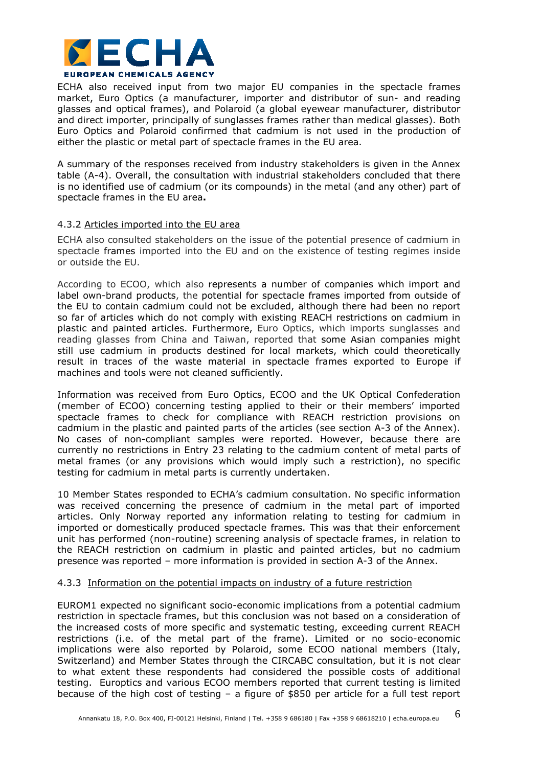ECHA also received input from two major EU companies in the spectacle frames market, Euro Optics (a manufacturer, importer and distributor of sun- and reading glasses and optical frames), and Polaroid (a global eyewear manufacturer, distributor and direct importer, principally of sunglasses frames rather than medical glasses). Both Euro Optics and Polaroid confirmed that cadmium is not used in the production of either the plastic or metal part of spectacle frames in the EU area.

A summary of the responses received from industry stakeholders is given in the Annex table (A-4). Overall, the consultation with industrial stakeholders concluded that there is no identified use of cadmium (or its compounds) in the metal (and any other) part of spectacle frames in the EU area**.**

#### 4.3.2 Articles imported into the EU area

ECHA also consulted stakeholders on the issue of the potential presence of cadmium in spectacle frames imported into the EU and on the existence of testing regimes inside or outside the EU.

According to ECOO, which also represents a number of companies which import and label own-brand products, the potential for spectacle frames imported from outside of the EU to contain cadmium could not be excluded, although there had been no report so far of articles which do not comply with existing REACH restrictions on cadmium in plastic and painted articles. Furthermore, Euro Optics, which imports sunglasses and reading glasses from China and Taiwan, reported that some Asian companies might still use cadmium in products destined for local markets, which could theoretically result in traces of the waste material in spectacle frames exported to Europe if machines and tools were not cleaned sufficiently.

Information was received from Euro Optics, ECOO and the UK Optical Confederation (member of ECOO) concerning testing applied to their or their members' imported spectacle frames to check for compliance with REACH restriction provisions on cadmium in the plastic and painted parts of the articles (see section A-3 of the Annex). No cases of non-compliant samples were reported. However, because there are currently no restrictions in Entry 23 relating to the cadmium content of metal parts of metal frames (or any provisions which would imply such a restriction), no specific testing for cadmium in metal parts is currently undertaken.

10 Member States responded to ECHA's cadmium consultation. No specific information was received concerning the presence of cadmium in the metal part of imported articles. Only Norway reported any information relating to testing for cadmium in imported or domestically produced spectacle frames. This was that their enforcement unit has performed (non-routine) screening analysis of spectacle frames, in relation to the REACH restriction on cadmium in plastic and painted articles, but no cadmium presence was reported – more information is provided in section A-3 of the Annex.

#### 4.3.3 Information on the potential impacts on industry of a future restriction

EUROM1 expected no significant socio-economic implications from a potential cadmium restriction in spectacle frames, but this conclusion was not based on a consideration of the increased costs of more specific and systematic testing, exceeding current REACH restrictions (i.e. of the metal part of the frame). Limited or no socio-economic implications were also reported by Polaroid, some ECOO national members (Italy, Switzerland) and Member States through the CIRCABC consultation, but it is not clear to what extent these respondents had considered the possible costs of additional testing. Europtics and various ECOO members reported that current testing is limited because of the high cost of testing – a figure of $850 per article for a full test report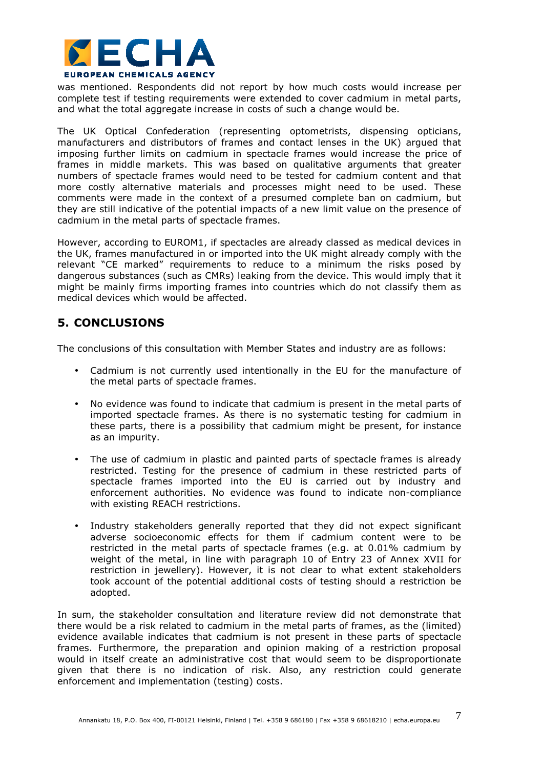was mentioned. Respondents did not report by how much costs would increase per complete test if testing requirements were extended to cover cadmium in metal parts, and what the total aggregate increase in costs of such a change would be.

The UK Optical Confederation (representing optometrists, dispensing opticians, manufacturers and distributors of frames and contact lenses in the UK) argued that imposing further limits on cadmium in spectacle frames would increase the price of frames in middle markets. This was based on qualitative arguments that greater numbers of spectacle frames would need to be tested for cadmium content and that more costly alternative materials and processes might need to be used. These comments were made in the context of a presumed complete ban on cadmium, but they are still indicative of the potential impacts of a new limit value on the presence of cadmium in the metal parts of spectacle frames.

However, according to EUROM1, if spectacles are already classed as medical devices in the UK, frames manufactured in or imported into the UK might already comply with the relevant "CE marked" requirements to reduce to a minimum the risks posed by dangerous substances (such as CMRs) leaking from the device. This would imply that it might be mainly firms importing frames into countries which do not classify them as medical devices which would be affected.

## 5. CONCLUSIONS

The conclusions of this consultation with Member States and industry are as follows:

- Cadmium is not currently used intentionally in the EU for the manufacture of the metal parts of spectacle frames.
- No evidence was found to indicate that cadmium is present in the metal parts of imported spectacle frames. As there is no systematic testing for cadmium in these parts, there is a possibility that cadmium might be present, for instance as an impurity.
- The use of cadmium in plastic and painted parts of spectacle frames is already restricted. Testing for the presence of cadmium in these restricted parts of spectacle frames imported into the EU is carried out by industry and enforcement authorities. No evidence was found to indicate non-compliance with existing REACH restrictions.
- Industry stakeholders generally reported that they did not expect significant adverse socioeconomic effects for them if cadmium content were to be restricted in the metal parts of spectacle frames (e.g. at 0.01% cadmium by weight of the metal, in line with paragraph 10 of Entry 23 of Annex XVII for restriction in jewellery). However, it is not clear to what extent stakeholders took account of the potential additional costs of testing should a restriction be adopted.

In sum, the stakeholder consultation and literature review did not demonstrate that there would be a risk related to cadmium in the metal parts of frames, as the (limited) evidence available indicates that cadmium is not present in these parts of spectacle frames. Furthermore, the preparation and opinion making of a restriction proposal would in itself create an administrative cost that would seem to be disproportionate given that there is no indication of risk. Also, any restriction could generate enforcement and implementation (testing) costs.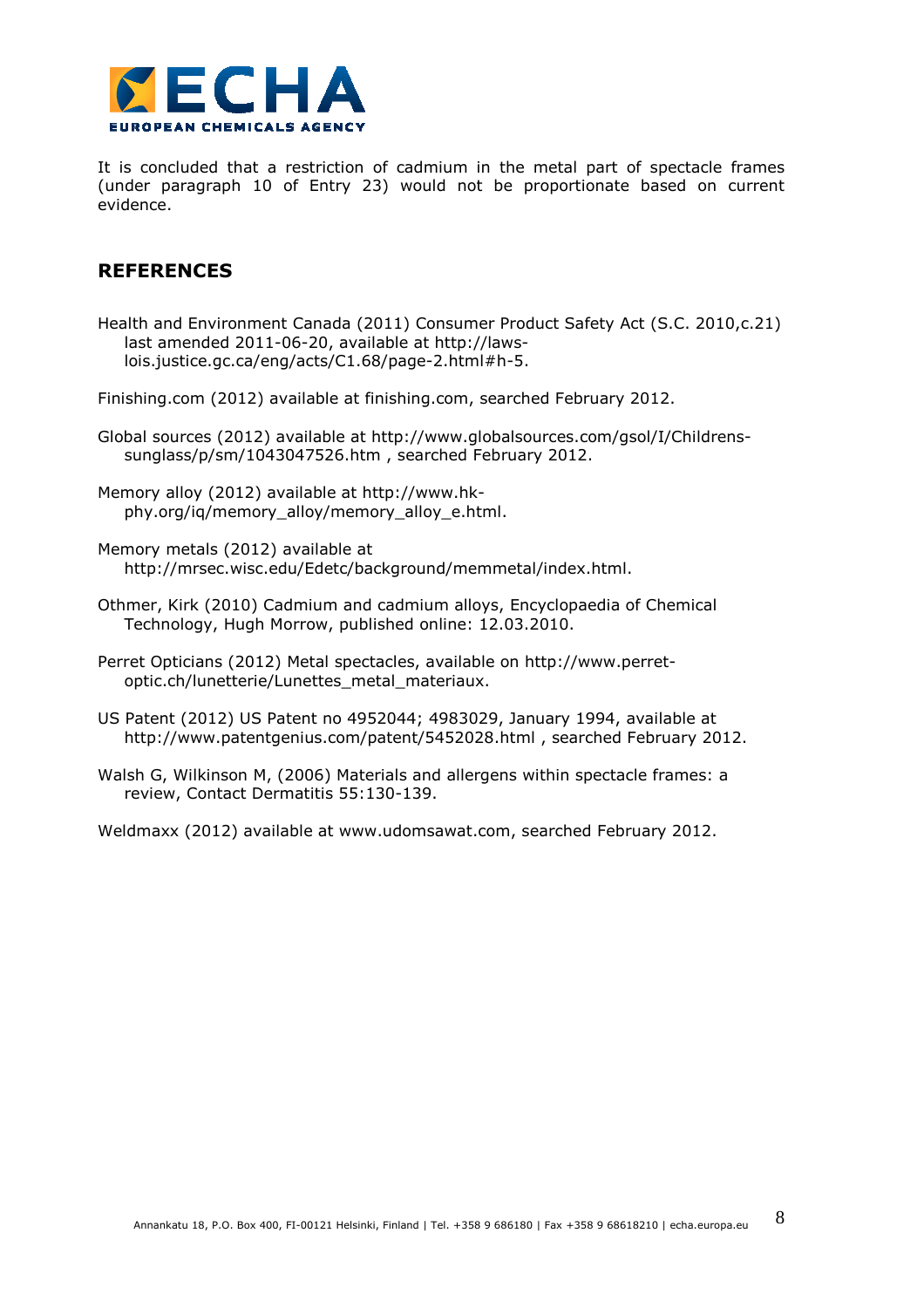It is concluded that a restriction of cadmium in the metal part of spectacle frames (under paragraph 10 of Entry 23) would not be proportionate based on current evidence.

## REFERENCES

Health and Environment Canada (2011) Consumer Product Safety Act (S.C. 2010,c.21) last amended 2011-06-20, available at http://laws-lois.justice.gc.ca/eng/acts/C1.68/page-2.html#h-5.

Finishing.com (2012) available at finishing.com, searched February 2012.

Global sources (2012) available at http://www.globalsources.com/gsol/I/Childrens-sunglass/p/sm/1043047526.htm , searched February 2012.

Memory alloy (2012) available at http://www.hk-phy.org/iq/memory_alloy/memory_alloy_e.html.

Memory metals (2012) available at http://mrsec.wisc.edu/Edetc/background/memmetal/index.html.

Othmer, Kirk (2010) Cadmium and cadmium alloys, Encyclopaedia of Chemical Technology, Hugh Morrow, published online: 12.03.2010.

Perret Opticians (2012) Metal spectacles, available on http://www.perret-optic.ch/lunetterie/Lunettes_metal_materiaux.

US Patent (2012) US Patent no 4952044; 4983029, January 1994, available at http://www.patentgenius.com/patent/5452028.html , searched February 2012.

Walsh G, Wilkinson M, (2006) Materials and allergens within spectacle frames: a review, Contact Dermatitis 55:130-139.

Weldmaxx (2012) available at www.udomsawat.com, searched February 2012.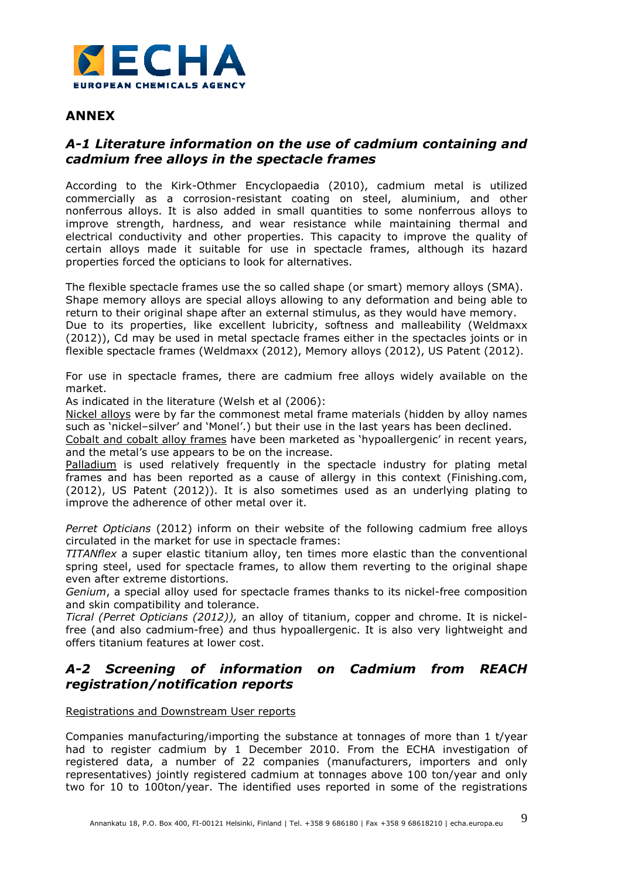## ANNEX

### *A-1 Literature information on the use of cadmium containing and cadmium free alloys in the spectacle frames*

According to the Kirk-Othmer Encyclopaedia (2010), cadmium metal is utilized commercially as a corrosion-resistant coating on steel, aluminium, and other nonferrous alloys. It is also added in small quantities to some nonferrous alloys to improve strength, hardness, and wear resistance while maintaining thermal and electrical conductivity and other properties. This capacity to improve the quality of certain alloys made it suitable for use in spectacle frames, although its hazard properties forced the opticians to look for alternatives.

The flexible spectacle frames use the so called shape (or smart) memory alloys (SMA). Shape memory alloys are special alloys allowing to any deformation and being able to return to their original shape after an external stimulus, as they would have memory. Due to its properties, like excellent lubricity, softness and malleability (Weldmaxx (2012)), Cd may be used in metal spectacle frames either in the spectacles joints or in flexible spectacle frames (Weldmaxx (2012), Memory alloys (2012), US Patent (2012).

For use in spectacle frames, there are cadmium free alloys widely available on the market.

As indicated in the literature (Welsh et al (2006):

Nickel alloys were by far the commonest metal frame materials (hidden by alloy names such as 'nickel–silver' and 'Monel'.) but their use in the last years has been declined.

Cobalt and cobalt alloy frames have been marketed as 'hypoallergenic' in recent years, and the metal's use appears to be on the increase.

Palladium is used relatively frequently in the spectacle industry for plating metal frames and has been reported as a cause of allergy in this context (Finishing.com, (2012), US Patent (2012)). It is also sometimes used as an underlying plating to improve the adherence of other metal over it.

*Perret Opticians* (2012) inform on their website of the following cadmium free alloys circulated in the market for use in spectacle frames:

*TITANflex* a super elastic titanium alloy, ten times more elastic than the conventional spring steel, used for spectacle frames, to allow them reverting to the original shape even after extreme distortions.

*Genium*, a special alloy used for spectacle frames thanks to its nickel-free composition and skin compatibility and tolerance.

*Ticral (Perret Opticians (2012)),* an alloy of titanium, copper and chrome. It is nickel-free (and also cadmium-free) and thus hypoallergenic. It is also very lightweight and offers titanium features at lower cost.

### *A-2 Screening of information on Cadmium from REACH registration/notification reports*

Registrations and Downstream User reports

Companies manufacturing/importing the substance at tonnages of more than 1 t/year had to register cadmium by 1 December 2010. From the ECHA investigation of registered data, a number of 22 companies (manufacturers, importers and only representatives) jointly registered cadmium at tonnages above 100 ton/year and only two for 10 to 100ton/year. The identified uses reported in some of the registrations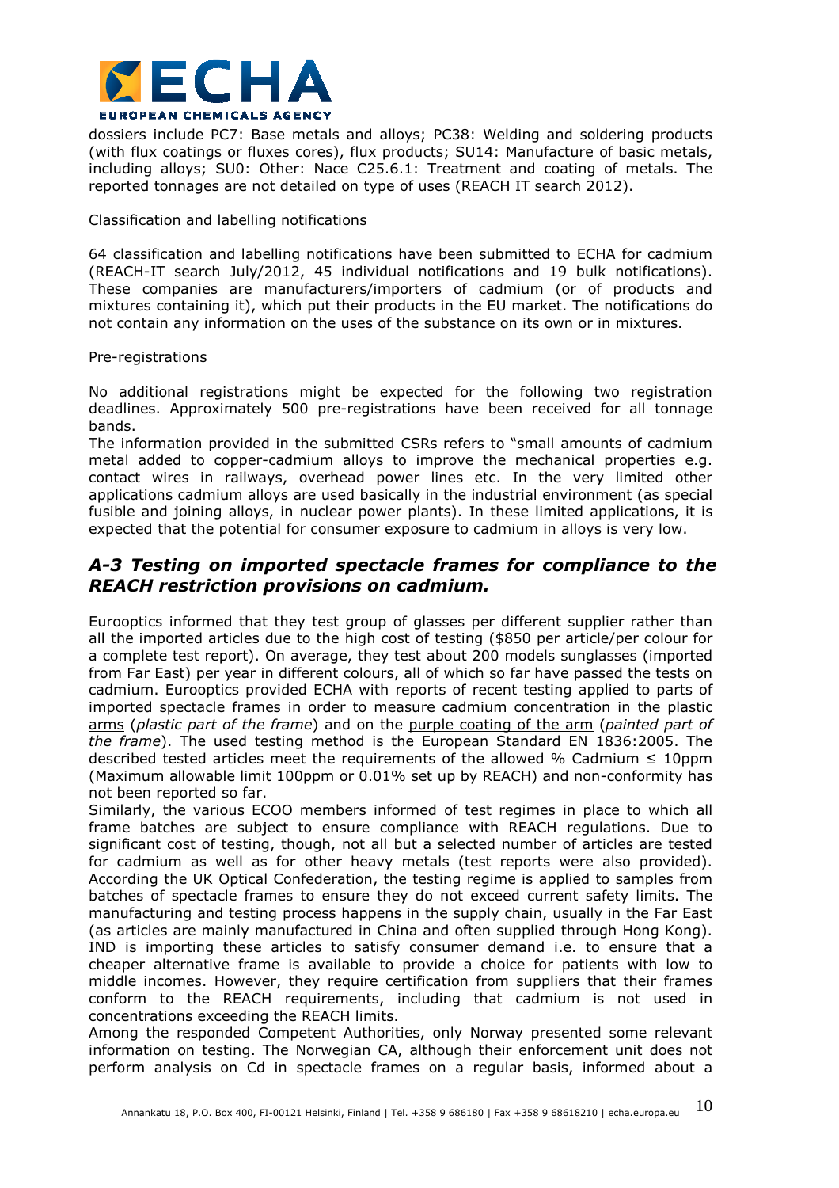dossiers include PC7: Base metals and alloys; PC38: Welding and soldering products (with flux coatings or fluxes cores), flux products; SU14: Manufacture of basic metals, including alloys; SU0: Other: Nace C25.6.1: Treatment and coating of metals. The reported tonnages are not detailed on type of uses (REACH IT search 2012).

Classification and labelling notifications

64 classification and labelling notifications have been submitted to ECHA for cadmium (REACH-IT search July/2012, 45 individual notifications and 19 bulk notifications). These companies are manufacturers/importers of cadmium (or of products and mixtures containing it), which put their products in the EU market. The notifications do not contain any information on the uses of the substance on its own or in mixtures.

Pre-registrations

No additional registrations might be expected for the following two registration deadlines. Approximately 500 pre-registrations have been received for all tonnage bands.
The information provided in the submitted CSRs refers to "small amounts of cadmium metal added to copper-cadmium alloys to improve the mechanical properties e.g. contact wires in railways, overhead power lines etc. In the very limited other applications cadmium alloys are used basically in the industrial environment (as special fusible and joining alloys, in nuclear power plants). In these limited applications, it is expected that the potential for consumer exposure to cadmium in alloys is very low.

## *A-3 Testing on imported spectacle frames for compliance to the REACH restriction provisions on cadmium.*

Eurooptics informed that they test group of glasses per different supplier rather than all the imported articles due to the high cost of testing ($850 per article/per colour for a complete test report). On average, they test about 200 models sunglasses (imported from Far East) per year in different colours, all of which so far have passed the tests on cadmium. Eurooptics provided ECHA with reports of recent testing applied to parts of imported spectacle frames in order to measure cadmium concentration in the plastic arms (*plastic part of the frame*) and on the purple coating of the arm (*painted part of the frame*). The used testing method is the European Standard EN 1836:2005. The described tested articles meet the requirements of the allowed % Cadmium ≤ 10ppm (Maximum allowable limit 100ppm or 0.01% set up by REACH) and non-conformity has not been reported so far.
Similarly, the various ECOO members informed of test regimes in place to which all frame batches are subject to ensure compliance with REACH regulations. Due to significant cost of testing, though, not all but a selected number of articles are tested for cadmium as well as for other heavy metals (test reports were also provided). According the UK Optical Confederation, the testing regime is applied to samples from batches of spectacle frames to ensure they do not exceed current safety limits. The manufacturing and testing process happens in the supply chain, usually in the Far East (as articles are mainly manufactured in China and often supplied through Hong Kong). IND is importing these articles to satisfy consumer demand i.e. to ensure that a cheaper alternative frame is available to provide a choice for patients with low to middle incomes. However, they require certification from suppliers that their frames conform to the REACH requirements, including that cadmium is not used in concentrations exceeding the REACH limits.
Among the responded Competent Authorities, only Norway presented some relevant information on testing. The Norwegian CA, although their enforcement unit does not perform analysis on Cd in spectacle frames on a regular basis, informed about a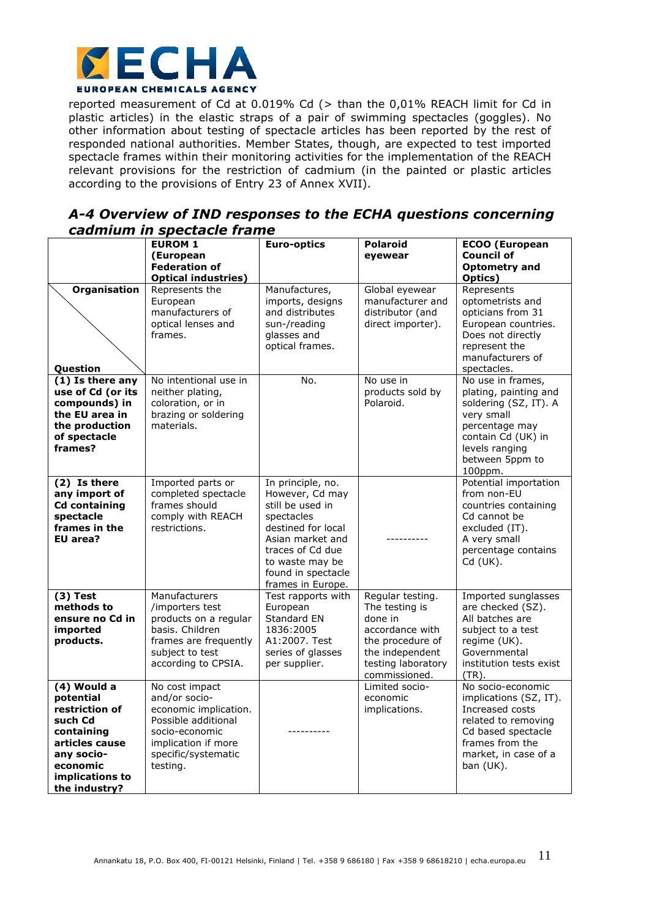reported measurement of Cd at 0.019% Cd (> than the 0,01% REACH limit for Cd in plastic articles) in the elastic straps of a pair of swimming spectacles (goggles). No other information about testing of spectacle articles has been reported by the rest of responded national authorities. Member States, though, are expected to test imported spectacle frames within their monitoring activities for the implementation of the REACH relevant provisions for the restriction of cadmium (in the painted or plastic articles according to the provisions of Entry 23 of Annex XVII).

## *A-4 Overview of IND responses to the ECHA questions concerning cadmium in spectacle frame*

| **Organisation** / **Question** | **EUROM 1 (European Federation of Optical industries)** | **Euro-optics** | **Polaroid eyewear** | **ECOO (European Council of Optometry and Optics)** |
|---|---|---|---|---|
| | Represents the European manufacturers of optical lenses and frames. | Manufactures, imports, designs and distributes sun-/reading glasses and optical frames. | Global eyewear manufacturer and distributor (and direct importer). | Represents optometrists and opticians from 31 European countries. Does not directly represent the manufacturers of spectacles. |
| **(1) Is there any use of Cd (or its compounds) in the EU area in the production of spectacle frames?** | No intentional use in neither plating, coloration, or in brazing or soldering materials. | No. | No use in products sold by Polaroid. | No use in frames, plating, painting and soldering (SZ, IT). A very small percentage may contain Cd (UK) in levels ranging between 5ppm to 100ppm. |
| **(2) Is there any import of Cd containing spectacle frames in the EU area?** | Imported parts or completed spectacle frames should comply with REACH restrictions. | In principle, no. However, Cd may still be used in spectacles destined for local Asian market and traces of Cd due to waste may be found in spectacle frames in Europe. | ---------- | Potential importation from non-EU countries containing Cd cannot be excluded (IT). A very small percentage contains Cd (UK). |
| **(3) Test methods to ensure no Cd in imported products.** | Manufacturers /importers test products on a regular basis. Children frames are frequently subject to test according to CPSIA. | Test rapports with European Standard EN 1836:2005 A1:2007. Test series of glasses per supplier. | Regular testing. The testing is done in accordance with the procedure of the independent testing laboratory commissioned. | Imported sunglasses are checked (SZ). All batches are subject to a test regime (UK). Governmental institution tests exist (TR). |
| **(4) Would a potential restriction of such Cd containing articles cause any socio-economic implications to the industry?** | No cost impact and/or socio-economic implication. Possible additional socio-economic implication if more specific/systematic testing. | ---------- | Limited socio-economic implications. | No socio-economic implications (SZ, IT). Increased costs related to removing Cd based spectacle frames from the market, in case of a ban (UK). |